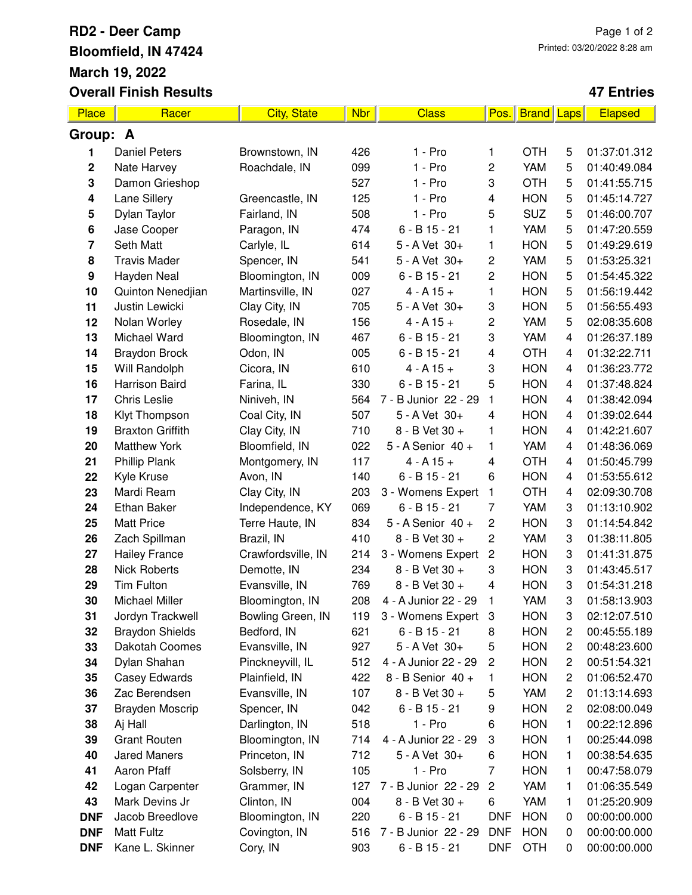# RD2 - Deer Camp

**Bloomfield, IN 47424**

**March 19, 2022**

**Overall Finish Results**

Printed: 03/20/2022 8:28 am

**47 Entries**

| Place | Racer | City, State | Nbr | Class | Pos. | Brand | Laps | Elapsed |
|---|---|---|---|---|---|---|---|---|
| **Group: A** | | | | | | | | |
| **1** | Daniel Peters | Brownstown, IN | 426 | 1 - Pro | 1 | OTH | 5 | 01:37:01.312 |
| **2** | Nate Harvey | Roachdale, IN | 099 | 1 - Pro | 2 | YAM | 5 | 01:40:49.084 |
| **3** | Damon Grieshop | | 527 | 1 - Pro | 3 | OTH | 5 | 01:41:55.715 |
| **4** | Lane Sillery | Greencastle, IN | 125 | 1 - Pro | 4 | HON | 5 | 01:45:14.727 |
| **5** | Dylan Taylor | Fairland, IN | 508 | 1 - Pro | 5 | SUZ | 5 | 01:46:00.707 |
| **6** | Jase Cooper | Paragon, IN | 474 | 6 - B 15 - 21 | 1 | YAM | 5 | 01:47:20.559 |
| **7** | Seth Matt | Carlyle, IL | 614 | 5 - A Vet 30+ | 1 | HON | 5 | 01:49:29.619 |
| **8** | Travis Mader | Spencer, IN | 541 | 5 - A Vet 30+ | 2 | YAM | 5 | 01:53:25.321 |
| **9** | Hayden Neal | Bloomington, IN | 009 | 6 - B 15 - 21 | 2 | HON | 5 | 01:54:45.322 |
| **10** | Quinton Nenedjian | Martinsville, IN | 027 | 4 - A 15 + | 1 | HON | 5 | 01:56:19.442 |
| **11** | Justin Lewicki | Clay City, IN | 705 | 5 - A Vet 30+ | 3 | HON | 5 | 01:56:55.493 |
| **12** | Nolan Worley | Rosedale, IN | 156 | 4 - A 15 + | 2 | YAM | 5 | 02:08:35.608 |
| **13** | Michael Ward | Bloomington, IN | 467 | 6 - B 15 - 21 | 3 | YAM | 4 | 01:26:37.189 |
| **14** | Braydon Brock | Odon, IN | 005 | 6 - B 15 - 21 | 4 | OTH | 4 | 01:32:22.711 |
| **15** | Will Randolph | Cicora, IN | 610 | 4 - A 15 + | 3 | HON | 4 | 01:36:23.772 |
| **16** | Harrison Baird | Farina, IL | 330 | 6 - B 15 - 21 | 5 | HON | 4 | 01:37:48.824 |
| **17** | Chris Leslie | Niniveh, IN | 564 | 7 - B Junior 22 - 29 | 1 | HON | 4 | 01:38:42.094 |
| **18** | Klyt Thompson | Coal City, IN | 507 | 5 - A Vet 30+ | 4 | HON | 4 | 01:39:02.644 |
| **19** | Braxton Griffith | Clay City, IN | 710 | 8 - B Vet 30 + | 1 | HON | 4 | 01:42:21.607 |
| **20** | Matthew York | Bloomfield, IN | 022 | 5 - A Senior 40 + | 1 | YAM | 4 | 01:48:36.069 |
| **21** | Phillip Plank | Montgomery, IN | 117 | 4 - A 15 + | 4 | OTH | 4 | 01:50:45.799 |
| **22** | Kyle Kruse | Avon, IN | 140 | 6 - B 15 - 21 | 6 | HON | 4 | 01:53:55.612 |
| **23** | Mardi Ream | Clay City, IN | 203 | 3 - Womens Expert | 1 | OTH | 4 | 02:09:30.708 |
| **24** | Ethan Baker | Independence, KY | 069 | 6 - B 15 - 21 | 7 | YAM | 3 | 01:13:10.902 |
| **25** | Matt Price | Terre Haute, IN | 834 | 5 - A Senior 40 + | 2 | HON | 3 | 01:14:54.842 |
| **26** | Zach Spillman | Brazil, IN | 410 | 8 - B Vet 30 + | 2 | YAM | 3 | 01:38:11.805 |
| **27** | Hailey France | Crawfordsville, IN | 214 | 3 - Womens Expert | 2 | HON | 3 | 01:41:31.875 |
| **28** | Nick Roberts | Demotte, IN | 234 | 8 - B Vet 30 + | 3 | HON | 3 | 01:43:45.517 |
| **29** | Tim Fulton | Evansville, IN | 769 | 8 - B Vet 30 + | 4 | HON | 3 | 01:54:31.218 |
| **30** | Michael Miller | Bloomington, IN | 208 | 4 - A Junior 22 - 29 | 1 | YAM | 3 | 01:58:13.903 |
| **31** | Jordyn Trackwell | Bowling Green, IN | 119 | 3 - Womens Expert | 3 | HON | 3 | 02:12:07.510 |
| **32** | Braydon Shields | Bedford, IN | 621 | 6 - B 15 - 21 | 8 | HON | 2 | 00:45:55.189 |
| **33** | Dakotah Coomes | Evansville, IN | 927 | 5 - A Vet 30+ | 5 | HON | 2 | 00:48:23.600 |
| **34** | Dylan Shahan | Pinckneyvill, IL | 512 | 4 - A Junior 22 - 29 | 2 | HON | 2 | 00:51:54.321 |
| **35** | Casey Edwards | Plainfield, IN | 422 | 8 - B Senior 40 + | 1 | HON | 2 | 01:06:52.470 |
| **36** | Zac Berendsen | Evansville, IN | 107 | 8 - B Vet 30 + | 5 | YAM | 2 | 01:13:14.693 |
| **37** | Brayden Moscrip | Spencer, IN | 042 | 6 - B 15 - 21 | 9 | HON | 2 | 02:08:00.049 |
| **38** | Aj Hall | Darlington, IN | 518 | 1 - Pro | 6 | HON | 1 | 00:22:12.896 |
| **39** | Grant Routen | Bloomington, IN | 714 | 4 - A Junior 22 - 29 | 3 | HON | 1 | 00:25:44.098 |
| **40** | Jared Maners | Princeton, IN | 712 | 5 - A Vet 30+ | 6 | HON | 1 | 00:38:54.635 |
| **41** | Aaron Pfaff | Solsberry, IN | 105 | 1 - Pro | 7 | HON | 1 | 00:47:58.079 |
| **42** | Logan Carpenter | Grammer, IN | 127 | 7 - B Junior 22 - 29 | 2 | YAM | 1 | 01:06:35.549 |
| **43** | Mark Devins Jr | Clinton, IN | 004 | 8 - B Vet 30 + | 6 | YAM | 1 | 01:25:20.909 |
| **DNF** | Jacob Breedlove | Bloomington, IN | 220 | 6 - B 15 - 21 | DNF | HON | 0 | 00:00:00.000 |
| **DNF** | Matt Fultz | Covington, IN | 516 | 7 - B Junior 22 - 29 | DNF | HON | 0 | 00:00:00.000 |
| **DNF** | Kane L. Skinner | Cory, IN | 903 | 6 - B 15 - 21 | DNF | OTH | 0 | 00:00:00.000 |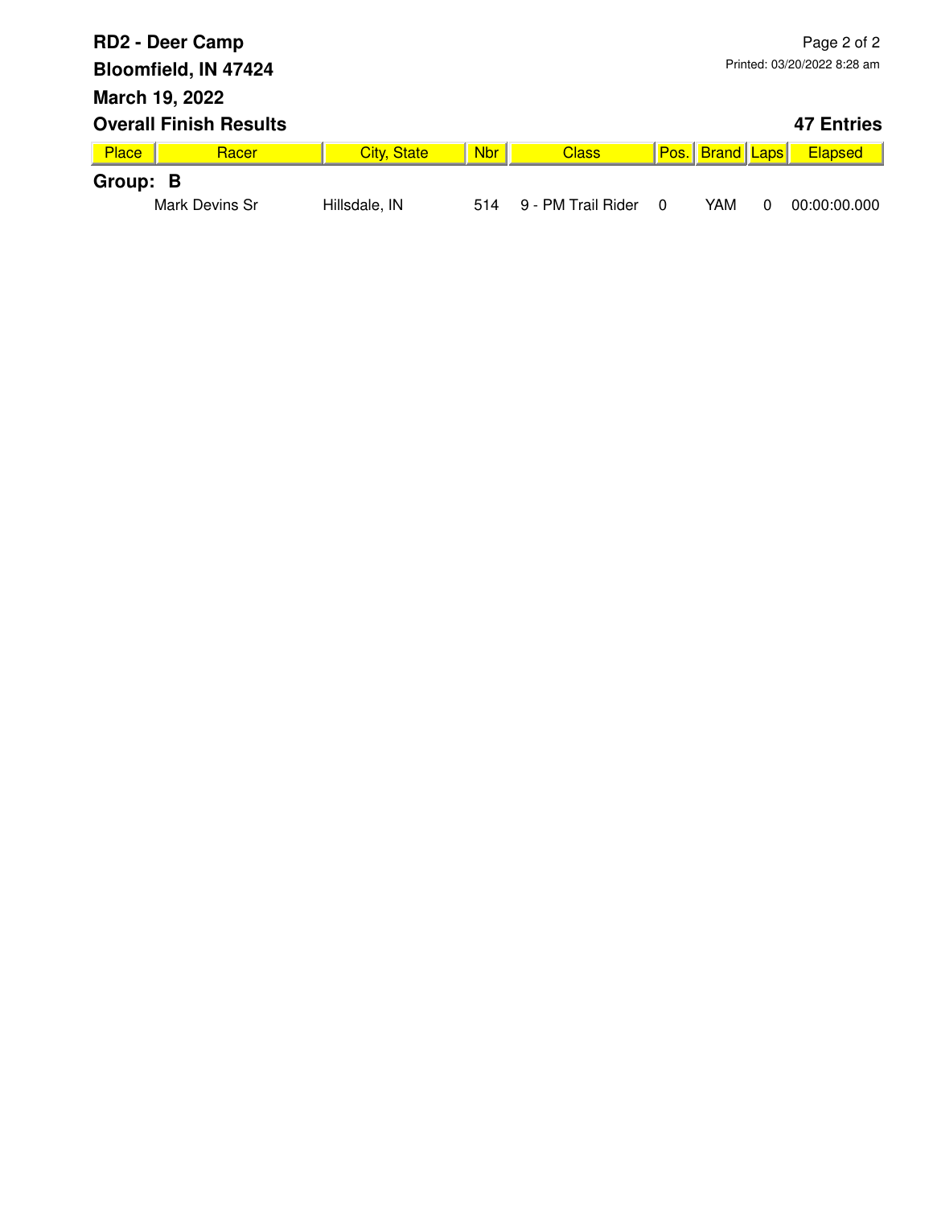# RD2 - Deer Camp

**Bloomfield, IN 47424**

**March 19, 2022**

**Overall Finish Results**

**47 Entries**

| Place | Racer | City, State | Nbr | Class | Pos. | Brand | Laps | Elapsed |
|---|---|---|---|---|---|---|---|---|
| **Group: B** | | | | | | | | |
| | Mark Devins Sr | Hillsdale, IN | 514 | 9 - PM Trail Rider | 0 | YAM | 0 | 00:00:00.000 |